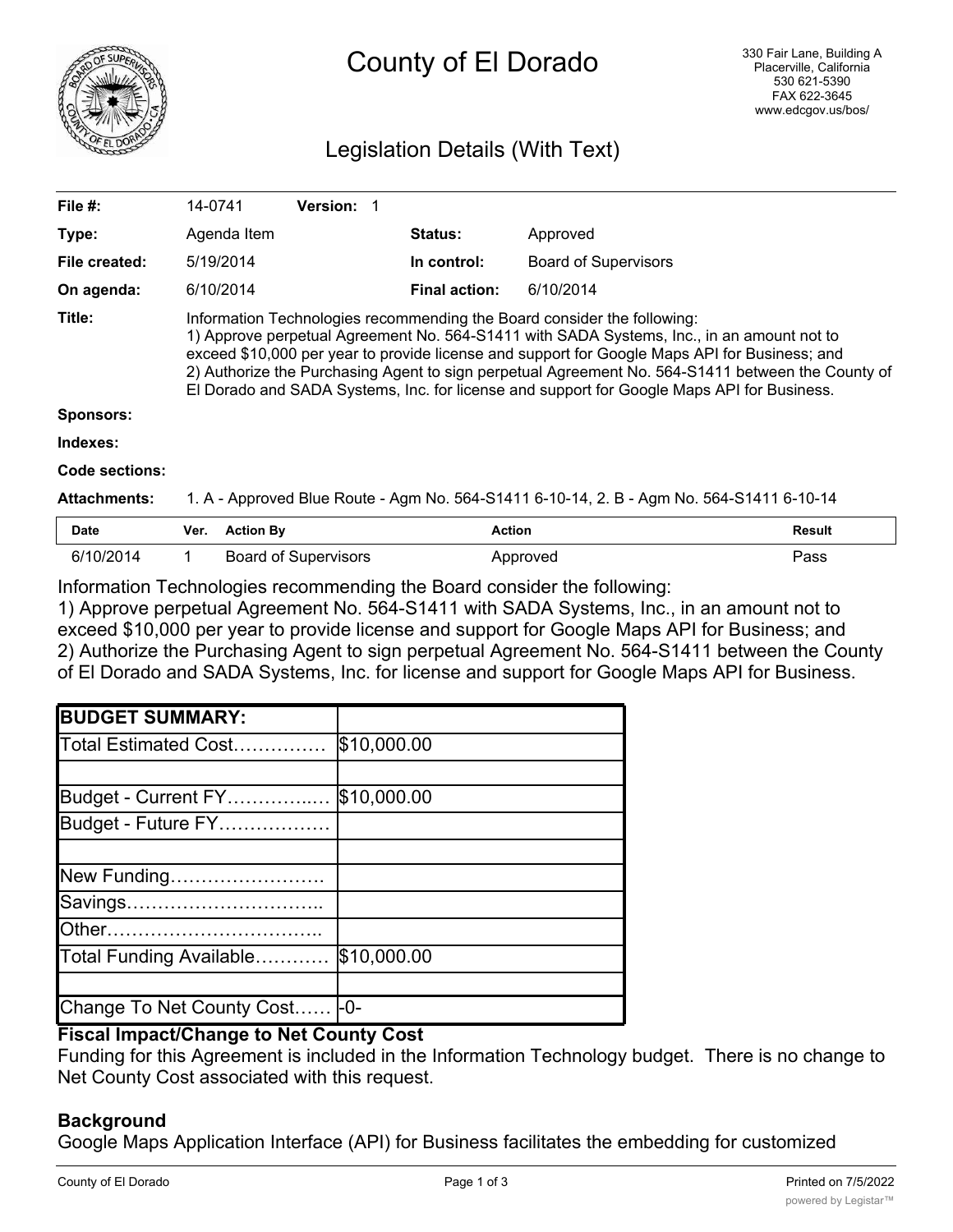# County of El Dorado

330 Fair Lane, Building A
Placerville, California
530 621-5390
FAX 622-3645
www.edcgov.us/bos/

## Legislation Details (With Text)

| | | | |
|---|---|---|---|
| **File #:** | 14-0741 **Version:** 1 | | |
| **Type:** | Agenda Item | **Status:** | Approved |
| **File created:** | 5/19/2014 | **In control:** | Board of Supervisors |
| **On agenda:** | 6/10/2014 | **Final action:** | 6/10/2014 |

**Title:** Information Technologies recommending the Board consider the following:
1) Approve perpetual Agreement No. 564-S1411 with SADA Systems, Inc., in an amount not to exceed $10,000 per year to provide license and support for Google Maps API for Business; and
2) Authorize the Purchasing Agent to sign perpetual Agreement No. 564-S1411 between the County of El Dorado and SADA Systems, Inc. for license and support for Google Maps API for Business.

**Sponsors:**

**Indexes:**

**Code sections:**

**Attachments:** 1. A - Approved Blue Route - Agm No. 564-S1411 6-10-14, 2. B - Agm No. 564-S1411 6-10-14

| Date | Ver. | Action By | Action | Result |
|---|---|---|---|---|
| 6/10/2014 | 1 | Board of Supervisors | Approved | Pass |

Information Technologies recommending the Board consider the following:
1) Approve perpetual Agreement No. 564-S1411 with SADA Systems, Inc., in an amount not to exceed $10,000 per year to provide license and support for Google Maps API for Business; and
2) Authorize the Purchasing Agent to sign perpetual Agreement No. 564-S1411 between the County of El Dorado and SADA Systems, Inc. for license and support for Google Maps API for Business.

| **BUDGET SUMMARY:** | |
|---|---|
| Total Estimated Cost…………… | $10,000.00 |
| | |
| Budget - Current FY…………..… | $10,000.00 |
| Budget - Future FY……………… | |
| | |
| New Funding……………………. | |
| Savings………………………….. | |
| Other…………………………….. | |
| Total Funding Available………… | $10,000.00 |
| | |
| Change To Net County Cost…… | -0- |

**Fiscal Impact/Change to Net County Cost**
Funding for this Agreement is included in the Information Technology budget. There is no change to Net County Cost associated with this request.

**Background**
Google Maps Application Interface (API) for Business facilitates the embedding for customized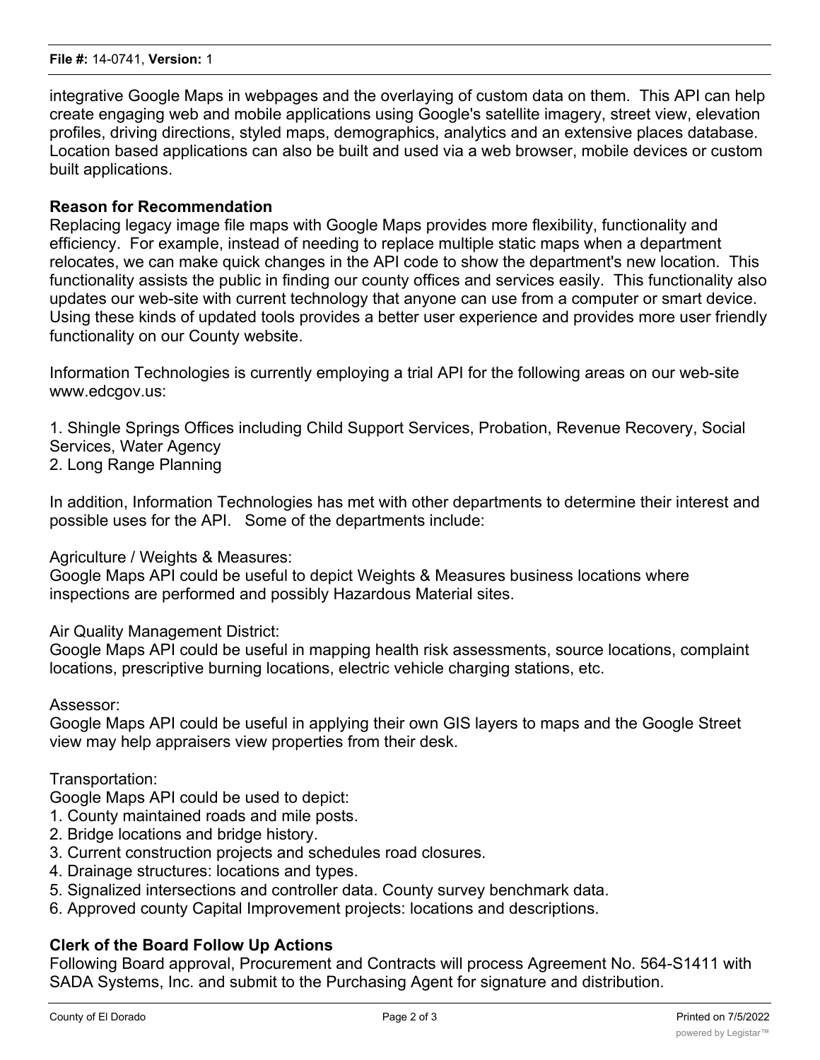integrative Google Maps in webpages and the overlaying of custom data on them. This API can help create engaging web and mobile applications using Google's satellite imagery, street view, elevation profiles, driving directions, styled maps, demographics, analytics and an extensive places database. Location based applications can also be built and used via a web browser, mobile devices or custom built applications.

**Reason for Recommendation**

Replacing legacy image file maps with Google Maps provides more flexibility, functionality and efficiency. For example, instead of needing to replace multiple static maps when a department relocates, we can make quick changes in the API code to show the department's new location. This functionality assists the public in finding our county offices and services easily. This functionality also updates our web-site with current technology that anyone can use from a computer or smart device. Using these kinds of updated tools provides a better user experience and provides more user friendly functionality on our County website.

Information Technologies is currently employing a trial API for the following areas on our web-site www.edcgov.us:

1. Shingle Springs Offices including Child Support Services, Probation, Revenue Recovery, Social Services, Water Agency
2. Long Range Planning

In addition, Information Technologies has met with other departments to determine their interest and possible uses for the API. Some of the departments include:

Agriculture / Weights & Measures:
Google Maps API could be useful to depict Weights & Measures business locations where inspections are performed and possibly Hazardous Material sites.

Air Quality Management District:
Google Maps API could be useful in mapping health risk assessments, source locations, complaint locations, prescriptive burning locations, electric vehicle charging stations, etc.

Assessor:
Google Maps API could be useful in applying their own GIS layers to maps and the Google Street view may help appraisers view properties from their desk.

Transportation:
Google Maps API could be used to depict:
1. County maintained roads and mile posts.
2. Bridge locations and bridge history.
3. Current construction projects and schedules road closures.
4. Drainage structures: locations and types.
5. Signalized intersections and controller data. County survey benchmark data.
6. Approved county Capital Improvement projects: locations and descriptions.

**Clerk of the Board Follow Up Actions**

Following Board approval, Procurement and Contracts will process Agreement No. 564-S1411 with SADA Systems, Inc. and submit to the Purchasing Agent for signature and distribution.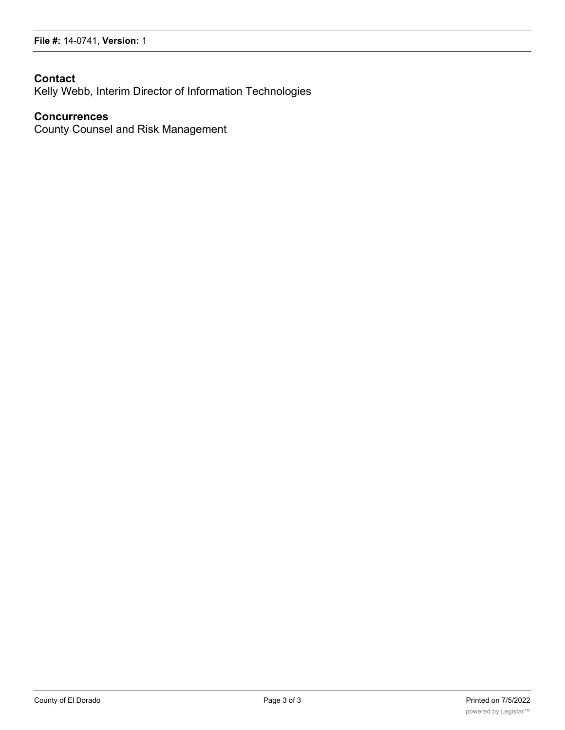**Contact**
Kelly Webb, Interim Director of Information Technologies

**Concurrences**
County Counsel and Risk Management